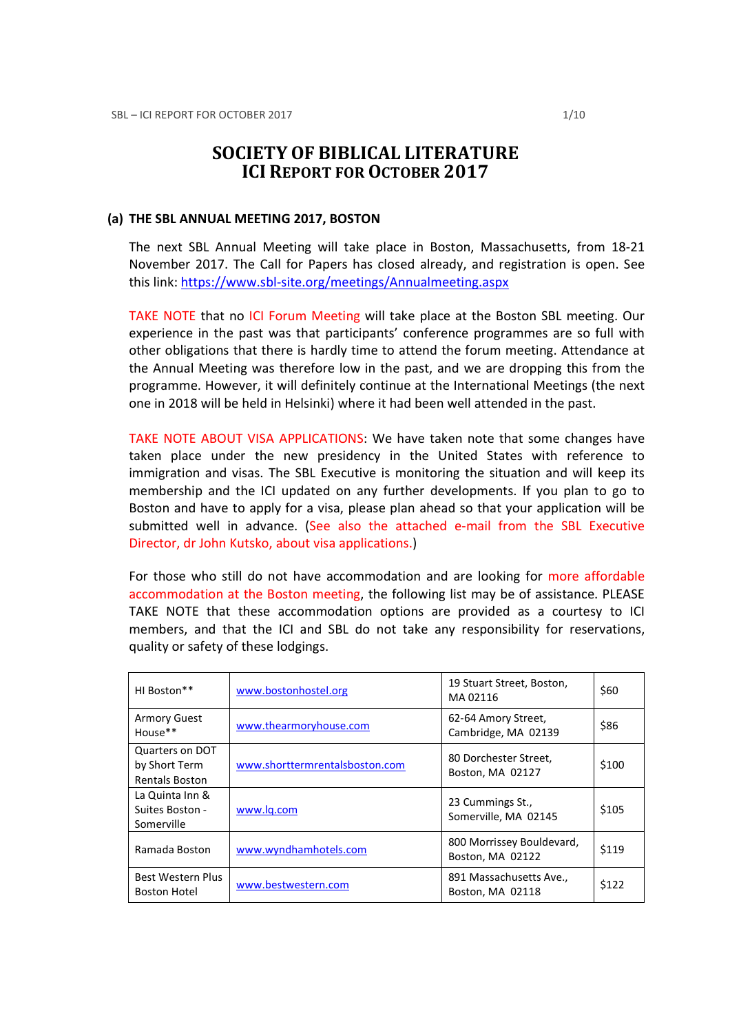# SOCIETY OF BIBLICAL LITERATURE
# ICI REPORT FOR OCTOBER 2017

## (a) THE SBL ANNUAL MEETING 2017, BOSTON

The next SBL Annual Meeting will take place in Boston, Massachusetts, from 18-21 November 2017. The Call for Papers has closed already, and registration is open. See this link: https://www.sbl-site.org/meetings/Annualmeeting.aspx

TAKE NOTE that no ICI Forum Meeting will take place at the Boston SBL meeting. Our experience in the past was that participants' conference programmes are so full with other obligations that there is hardly time to attend the forum meeting. Attendance at the Annual Meeting was therefore low in the past, and we are dropping this from the programme. However, it will definitely continue at the International Meetings (the next one in 2018 will be held in Helsinki) where it had been well attended in the past.

TAKE NOTE ABOUT VISA APPLICATIONS: We have taken note that some changes have taken place under the new presidency in the United States with reference to immigration and visas. The SBL Executive is monitoring the situation and will keep its membership and the ICI updated on any further developments. If you plan to go to Boston and have to apply for a visa, please plan ahead so that your application will be submitted well in advance. (See also the attached e-mail from the SBL Executive Director, dr John Kutsko, about visa applications.)

For those who still do not have accommodation and are looking for more affordable accommodation at the Boston meeting, the following list may be of assistance. PLEASE TAKE NOTE that these accommodation options are provided as a courtesy to ICI members, and that the ICI and SBL do not take any responsibility for reservations, quality or safety of these lodgings.

| | | | |
|---|---|---|---|
| HI Boston** | www.bostonhostel.org | 19 Stuart Street, Boston, MA 02116 | $60 |
| Armory Guest House** | www.thearmoryhouse.com | 62-64 Amory Street, Cambridge, MA 02139 | $86 |
| Quarters on DOT by Short Term Rentals Boston | www.shorttermrentalsboston.com | 80 Dorchester Street, Boston, MA 02127 | $100 |
| La Quinta Inn & Suites Boston - Somerville | www.lq.com | 23 Cummings St., Somerville, MA 02145 | $105 |
| Ramada Boston | www.wyndhamhotels.com | 800 Morrissey Bouldevard, Boston, MA 02122 | $119 |
| Best Western Plus Boston Hotel | www.bestwestern.com | 891 Massachusetts Ave., Boston, MA 02118 | $122 |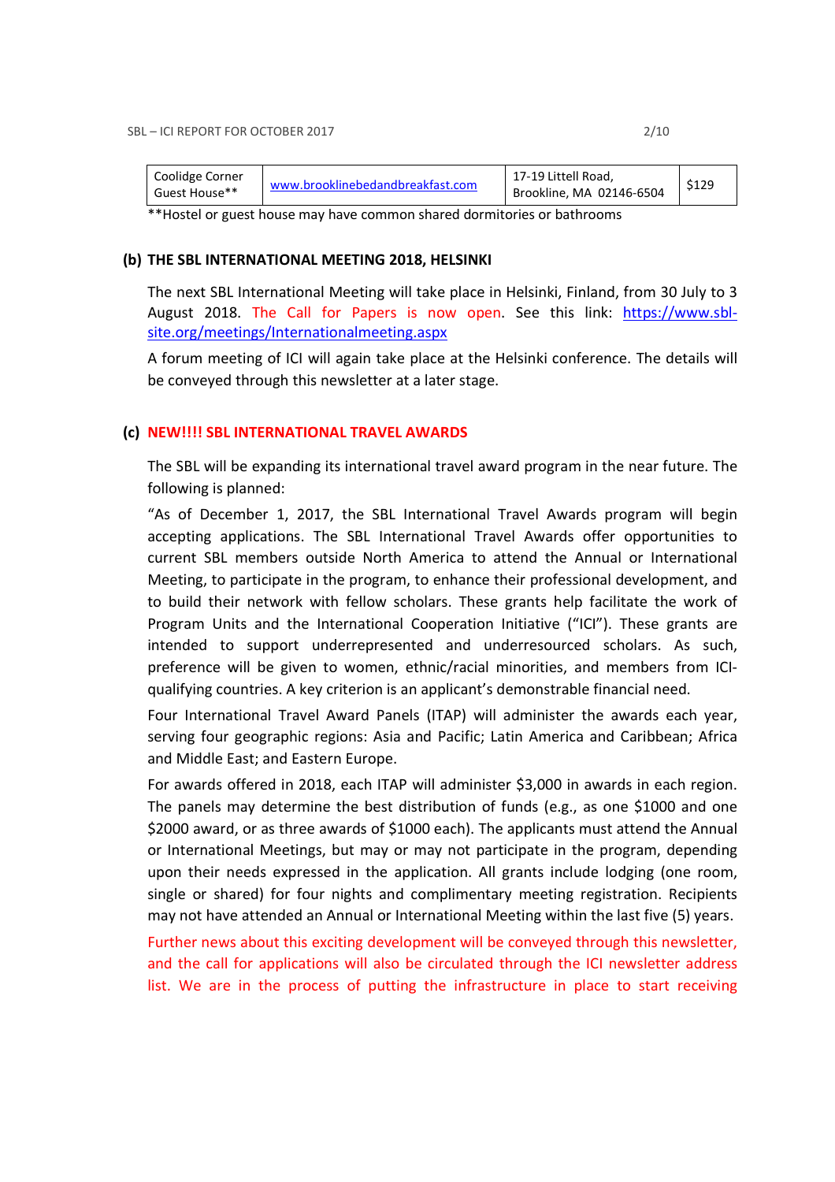| Coolidge Corner Guest House** | www.brooklinebedandbreakfast.com | 17-19 Littell Road, Brookline, MA 02146-6504 | $129 |
|---|---|---|---|

**Hostel or guest house may have common shared dormitories or bathrooms

### (b) THE SBL INTERNATIONAL MEETING 2018, HELSINKI

The next SBL International Meeting will take place in Helsinki, Finland, from 30 July to 3 August 2018. The Call for Papers is now open. See this link: https://www.sbl-site.org/meetings/Internationalmeeting.aspx

A forum meeting of ICI will again take place at the Helsinki conference. The details will be conveyed through this newsletter at a later stage.

### (c) NEW!!!! SBL INTERNATIONAL TRAVEL AWARDS

The SBL will be expanding its international travel award program in the near future. The following is planned:

"As of December 1, 2017, the SBL International Travel Awards program will begin accepting applications. The SBL International Travel Awards offer opportunities to current SBL members outside North America to attend the Annual or International Meeting, to participate in the program, to enhance their professional development, and to build their network with fellow scholars. These grants help facilitate the work of Program Units and the International Cooperation Initiative ("ICI"). These grants are intended to support underrepresented and underresourced scholars. As such, preference will be given to women, ethnic/racial minorities, and members from ICI-qualifying countries. A key criterion is an applicant's demonstrable financial need.

Four International Travel Award Panels (ITAP) will administer the awards each year, serving four geographic regions: Asia and Pacific; Latin America and Caribbean; Africa and Middle East; and Eastern Europe.

For awards offered in 2018, each ITAP will administer $3,000 in awards in each region. The panels may determine the best distribution of funds (e.g., as one $1000 and one $2000 award, or as three awards of $1000 each). The applicants must attend the Annual or International Meetings, but may or may not participate in the program, depending upon their needs expressed in the application. All grants include lodging (one room, single or shared) for four nights and complimentary meeting registration. Recipients may not have attended an Annual or International Meeting within the last five (5) years.

Further news about this exciting development will be conveyed through this newsletter, and the call for applications will also be circulated through the ICI newsletter address list. We are in the process of putting the infrastructure in place to start receiving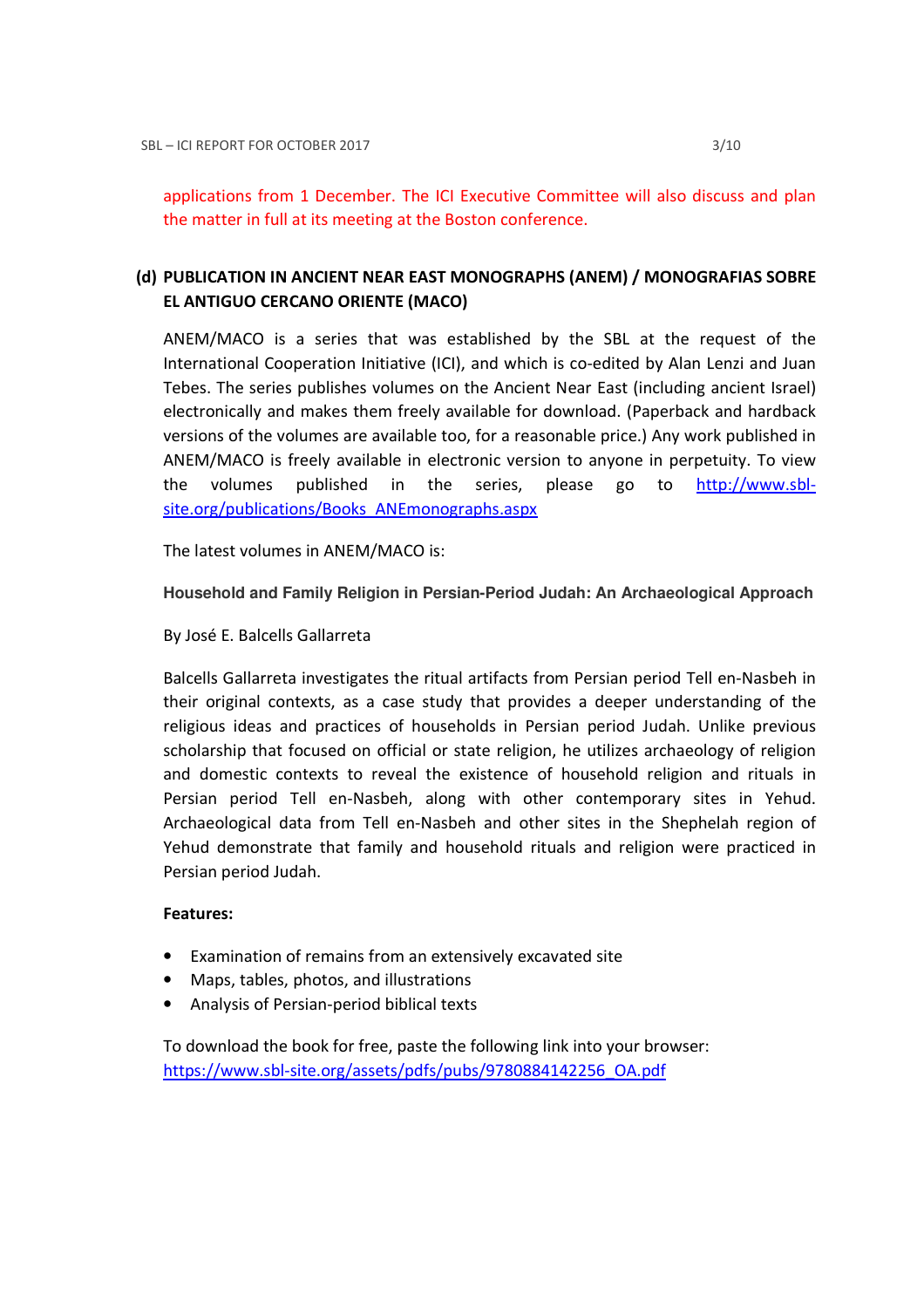applications from 1 December. The ICI Executive Committee will also discuss and plan the matter in full at its meeting at the Boston conference.

**(d) PUBLICATION IN ANCIENT NEAR EAST MONOGRAPHS (ANEM) / MONOGRAFIAS SOBRE EL ANTIGUO CERCANO ORIENTE (MACO)**

ANEM/MACO is a series that was established by the SBL at the request of the International Cooperation Initiative (ICI), and which is co-edited by Alan Lenzi and Juan Tebes. The series publishes volumes on the Ancient Near East (including ancient Israel) electronically and makes them freely available for download. (Paperback and hardback versions of the volumes are available too, for a reasonable price.) Any work published in ANEM/MACO is freely available in electronic version to anyone in perpetuity. To view the volumes published in the series, please go to http://www.sbl-site.org/publications/Books_ANEmonographs.aspx

The latest volumes in ANEM/MACO is:

**Household and Family Religion in Persian-Period Judah: An Archaeological Approach**

By José E. Balcells Gallarreta

Balcells Gallarreta investigates the ritual artifacts from Persian period Tell en-Nasbeh in their original contexts, as a case study that provides a deeper understanding of the religious ideas and practices of households in Persian period Judah. Unlike previous scholarship that focused on official or state religion, he utilizes archaeology of religion and domestic contexts to reveal the existence of household religion and rituals in Persian period Tell en-Nasbeh, along with other contemporary sites in Yehud. Archaeological data from Tell en-Nasbeh and other sites in the Shephelah region of Yehud demonstrate that family and household rituals and religion were practiced in Persian period Judah.

**Features:**

- Examination of remains from an extensively excavated site
- Maps, tables, photos, and illustrations
- Analysis of Persian-period biblical texts

To download the book for free, paste the following link into your browser:
https://www.sbl-site.org/assets/pdfs/pubs/9780884142256_OA.pdf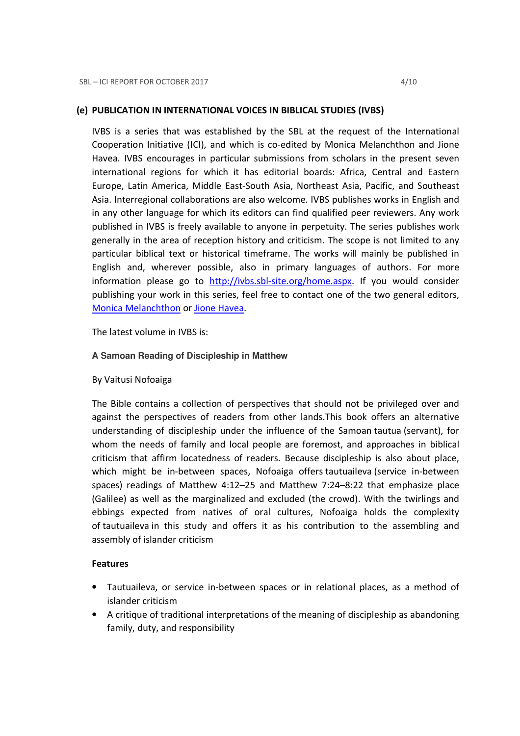### (e) PUBLICATION IN INTERNATIONAL VOICES IN BIBLICAL STUDIES (IVBS)

IVBS is a series that was established by the SBL at the request of the International Cooperation Initiative (ICI), and which is co-edited by Monica Melanchthon and Jione Havea. IVBS encourages in particular submissions from scholars in the present seven international regions for which it has editorial boards: Africa, Central and Eastern Europe, Latin America, Middle East-South Asia, Northeast Asia, Pacific, and Southeast Asia. Interregional collaborations are also welcome. IVBS publishes works in English and in any other language for which its editors can find qualified peer reviewers. Any work published in IVBS is freely available to anyone in perpetuity. The series publishes work generally in the area of reception history and criticism. The scope is not limited to any particular biblical text or historical timeframe. The works will mainly be published in English and, wherever possible, also in primary languages of authors. For more information please go to http://ivbs.sbl-site.org/home.aspx. If you would consider publishing your work in this series, feel free to contact one of the two general editors, Monica Melanchthon or Jione Havea.

The latest volume in IVBS is:

**A Samoan Reading of Discipleship in Matthew**

By Vaitusi Nofoaiga

The Bible contains a collection of perspectives that should not be privileged over and against the perspectives of readers from other lands.This book offers an alternative understanding of discipleship under the influence of the Samoan tautua (servant), for whom the needs of family and local people are foremost, and approaches in biblical criticism that affirm locatedness of readers. Because discipleship is also about place, which might be in-between spaces, Nofoaiga offers tautuaileva (service in-between spaces) readings of Matthew 4:12–25 and Matthew 7:24–8:22 that emphasize place (Galilee) as well as the marginalized and excluded (the crowd). With the twirlings and ebbings expected from natives of oral cultures, Nofoaiga holds the complexity of tautuaileva in this study and offers it as his contribution to the assembling and assembly of islander criticism

**Features**

- Tautuaileva, or service in-between spaces or in relational places, as a method of islander criticism
- A critique of traditional interpretations of the meaning of discipleship as abandoning family, duty, and responsibility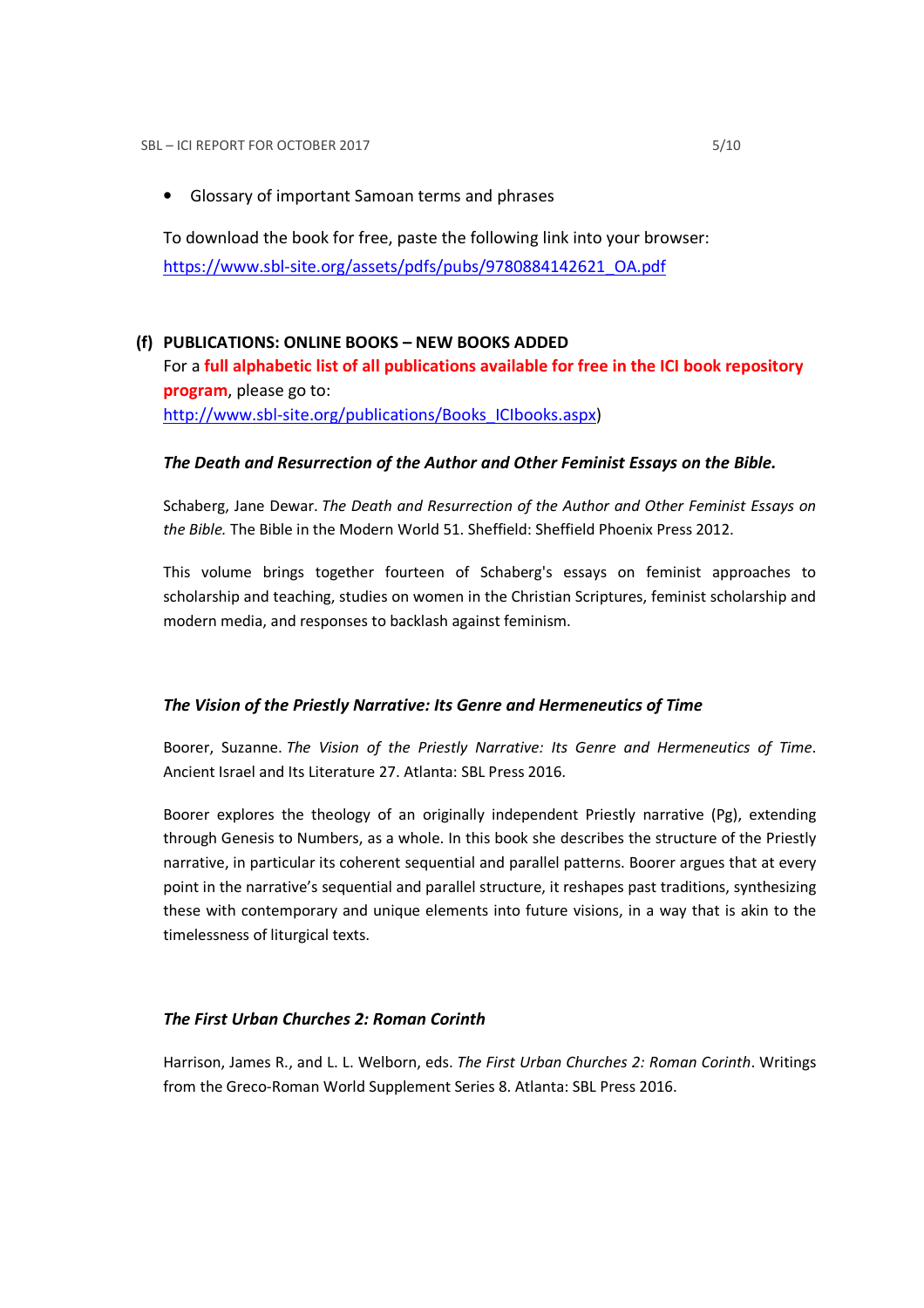- Glossary of important Samoan terms and phrases

To download the book for free, paste the following link into your browser: [https://www.sbl-site.org/assets/pdfs/pubs/9780884142621_OA.pdf](https://www.sbl-site.org/assets/pdfs/pubs/9780884142621_OA.pdf)

## (f) PUBLICATIONS: ONLINE BOOKS – NEW BOOKS ADDED

For a **full alphabetic list of all publications available for free in the ICI book repository program**, please go to: [http://www.sbl-site.org/publications/Books_ICIbooks.aspx](http://www.sbl-site.org/publications/Books_ICIbooks.aspx))

### *The Death and Resurrection of the Author and Other Feminist Essays on the Bible.*

Schaberg, Jane Dewar. *The Death and Resurrection of the Author and Other Feminist Essays on the Bible.* The Bible in the Modern World 51. Sheffield: Sheffield Phoenix Press 2012.

This volume brings together fourteen of Schaberg's essays on feminist approaches to scholarship and teaching, studies on women in the Christian Scriptures, feminist scholarship and modern media, and responses to backlash against feminism.

### *The Vision of the Priestly Narrative: Its Genre and Hermeneutics of Time*

Boorer, Suzanne. *The Vision of the Priestly Narrative: Its Genre and Hermeneutics of Time*. Ancient Israel and Its Literature 27. Atlanta: SBL Press 2016.

Boorer explores the theology of an originally independent Priestly narrative (Pg), extending through Genesis to Numbers, as a whole. In this book she describes the structure of the Priestly narrative, in particular its coherent sequential and parallel patterns. Boorer argues that at every point in the narrative's sequential and parallel structure, it reshapes past traditions, synthesizing these with contemporary and unique elements into future visions, in a way that is akin to the timelessness of liturgical texts.

### *The First Urban Churches 2: Roman Corinth*

Harrison, James R., and L. L. Welborn, eds. *The First Urban Churches 2: Roman Corinth*. Writings from the Greco-Roman World Supplement Series 8. Atlanta: SBL Press 2016.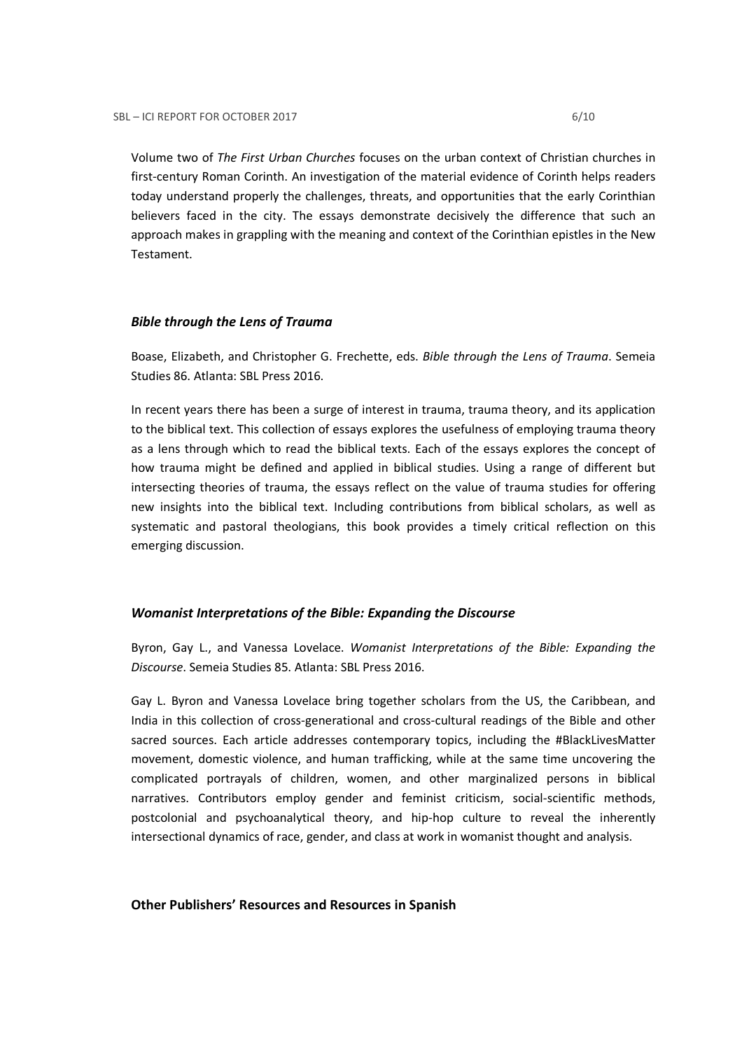Volume two of *The First Urban Churches* focuses on the urban context of Christian churches in first-century Roman Corinth. An investigation of the material evidence of Corinth helps readers today understand properly the challenges, threats, and opportunities that the early Corinthian believers faced in the city. The essays demonstrate decisively the difference that such an approach makes in grappling with the meaning and context of the Corinthian epistles in the New Testament.

### *Bible through the Lens of Trauma*

Boase, Elizabeth, and Christopher G. Frechette, eds. *Bible through the Lens of Trauma*. Semeia Studies 86. Atlanta: SBL Press 2016.

In recent years there has been a surge of interest in trauma, trauma theory, and its application to the biblical text. This collection of essays explores the usefulness of employing trauma theory as a lens through which to read the biblical texts. Each of the essays explores the concept of how trauma might be defined and applied in biblical studies. Using a range of different but intersecting theories of trauma, the essays reflect on the value of trauma studies for offering new insights into the biblical text. Including contributions from biblical scholars, as well as systematic and pastoral theologians, this book provides a timely critical reflection on this emerging discussion.

### *Womanist Interpretations of the Bible: Expanding the Discourse*

Byron, Gay L., and Vanessa Lovelace. *Womanist Interpretations of the Bible: Expanding the Discourse*. Semeia Studies 85. Atlanta: SBL Press 2016.

Gay L. Byron and Vanessa Lovelace bring together scholars from the US, the Caribbean, and India in this collection of cross-generational and cross-cultural readings of the Bible and other sacred sources. Each article addresses contemporary topics, including the #BlackLivesMatter movement, domestic violence, and human trafficking, while at the same time uncovering the complicated portrayals of children, women, and other marginalized persons in biblical narratives. Contributors employ gender and feminist criticism, social-scientific methods, postcolonial and psychoanalytical theory, and hip-hop culture to reveal the inherently intersectional dynamics of race, gender, and class at work in womanist thought and analysis.

### Other Publishers' Resources and Resources in Spanish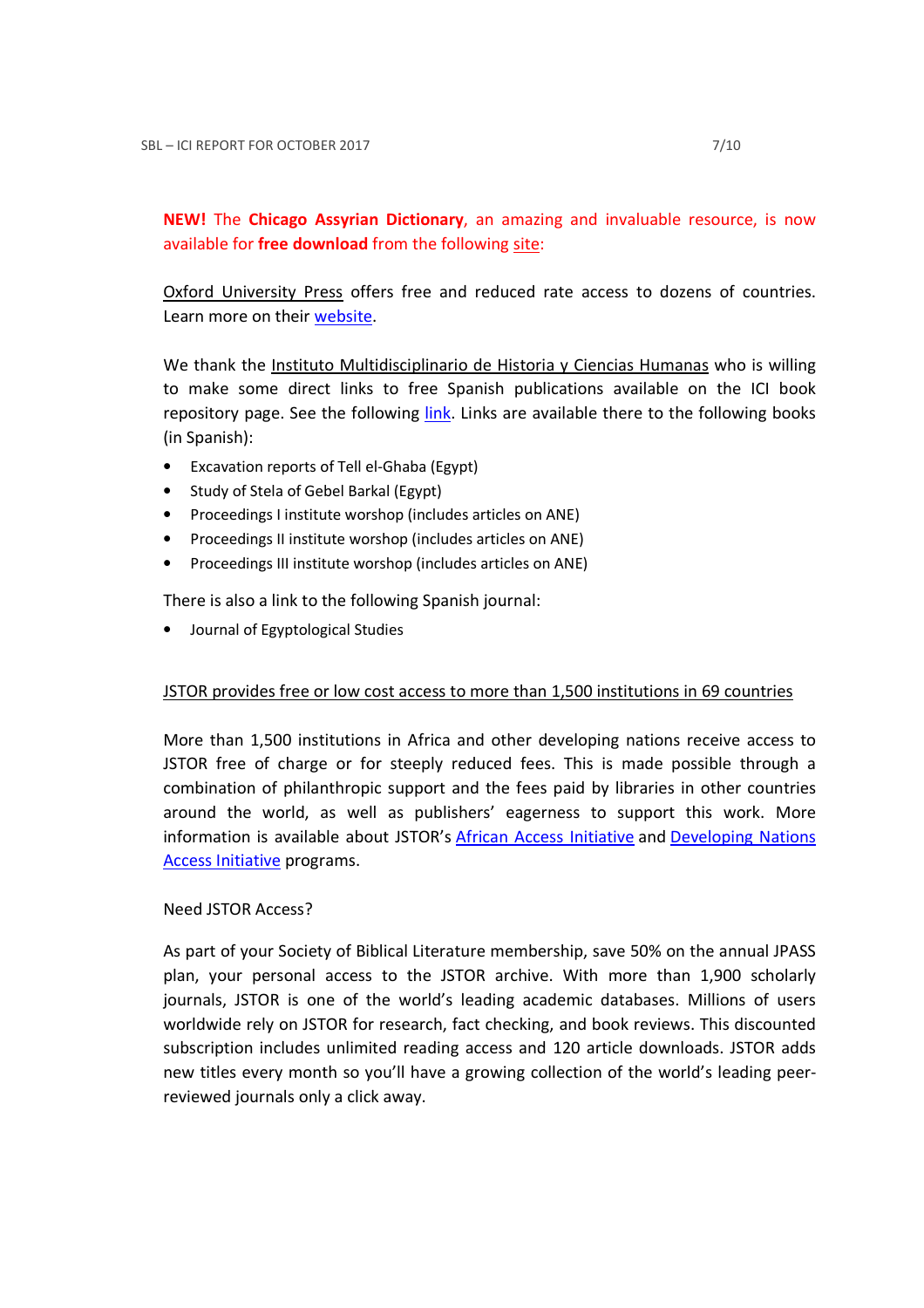**NEW!** The **Chicago Assyrian Dictionary**, an amazing and invaluable resource, is now available for **free download** from the following site:

Oxford University Press offers free and reduced rate access to dozens of countries. Learn more on their website.

We thank the Instituto Multidisciplinario de Historia y Ciencias Humanas who is willing to make some direct links to free Spanish publications available on the ICI book repository page. See the following link. Links are available there to the following books (in Spanish):

- Excavation reports of Tell el-Ghaba (Egypt)
- Study of Stela of Gebel Barkal (Egypt)
- Proceedings I institute worshop (includes articles on ANE)
- Proceedings II institute worshop (includes articles on ANE)
- Proceedings III institute worshop (includes articles on ANE)

There is also a link to the following Spanish journal:

- Journal of Egyptological Studies

JSTOR provides free or low cost access to more than 1,500 institutions in 69 countries

More than 1,500 institutions in Africa and other developing nations receive access to JSTOR free of charge or for steeply reduced fees. This is made possible through a combination of philanthropic support and the fees paid by libraries in other countries around the world, as well as publishers' eagerness to support this work. More information is available about JSTOR's African Access Initiative and Developing Nations Access Initiative programs.

Need JSTOR Access?

As part of your Society of Biblical Literature membership, save 50% on the annual JPASS plan, your personal access to the JSTOR archive. With more than 1,900 scholarly journals, JSTOR is one of the world's leading academic databases. Millions of users worldwide rely on JSTOR for research, fact checking, and book reviews. This discounted subscription includes unlimited reading access and 120 article downloads. JSTOR adds new titles every month so you'll have a growing collection of the world's leading peer-reviewed journals only a click away.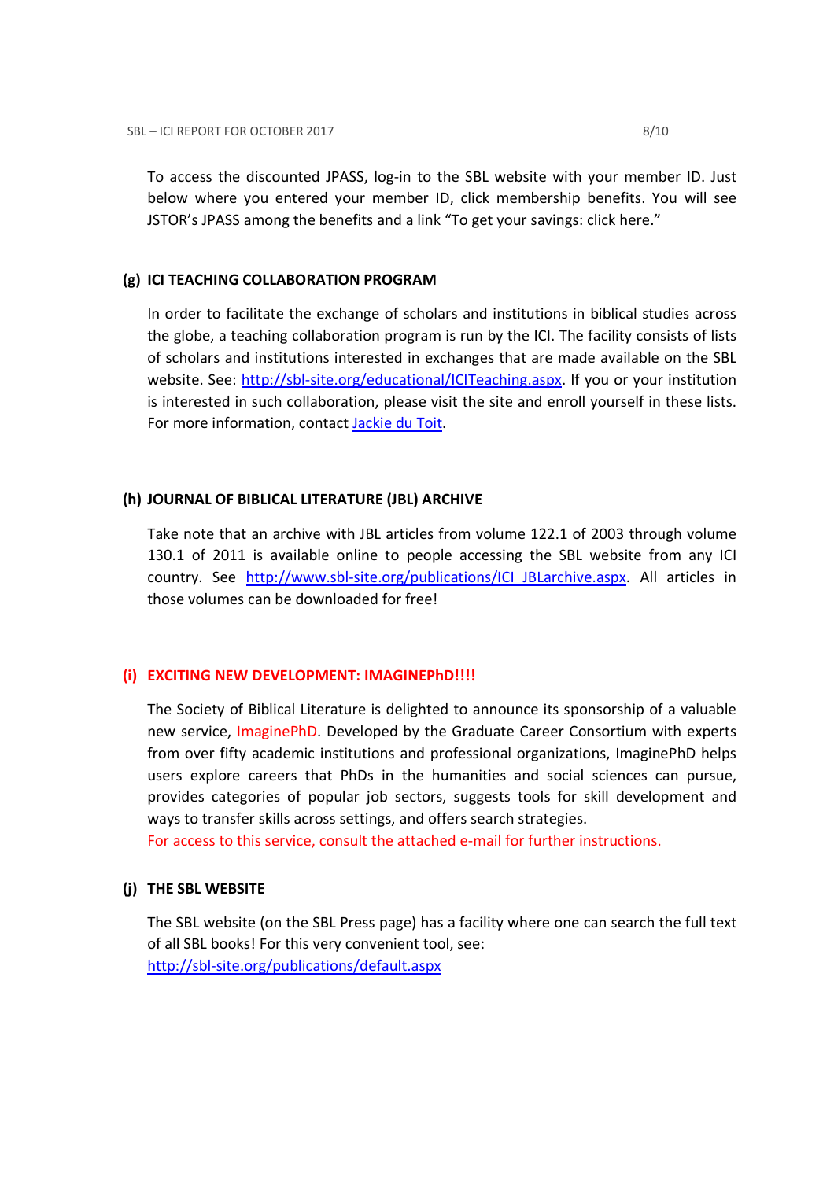To access the discounted JPASS, log-in to the SBL website with your member ID. Just below where you entered your member ID, click membership benefits. You will see JSTOR's JPASS among the benefits and a link "To get your savings: click here."

### (g) ICI TEACHING COLLABORATION PROGRAM

In order to facilitate the exchange of scholars and institutions in biblical studies across the globe, a teaching collaboration program is run by the ICI. The facility consists of lists of scholars and institutions interested in exchanges that are made available on the SBL website. See: [http://sbl-site.org/educational/ICITeaching.aspx](http://sbl-site.org/educational/ICITeaching.aspx). If you or your institution is interested in such collaboration, please visit the site and enroll yourself in these lists. For more information, contact [Jackie du Toit](#).

### (h) JOURNAL OF BIBLICAL LITERATURE (JBL) ARCHIVE

Take note that an archive with JBL articles from volume 122.1 of 2003 through volume 130.1 of 2011 is available online to people accessing the SBL website from any ICI country. See [http://www.sbl-site.org/publications/ICI_JBLarchive.aspx](http://www.sbl-site.org/publications/ICI_JBLarchive.aspx). All articles in those volumes can be downloaded for free!

### (i) EXCITING NEW DEVELOPMENT: IMAGINEPhD!!!!

The Society of Biblical Literature is delighted to announce its sponsorship of a valuable new service, [ImaginePhD](#). Developed by the Graduate Career Consortium with experts from over fifty academic institutions and professional organizations, ImaginePhD helps users explore careers that PhDs in the humanities and social sciences can pursue, provides categories of popular job sectors, suggests tools for skill development and ways to transfer skills across settings, and offers search strategies.
For access to this service, consult the attached e-mail for further instructions.

### (j) THE SBL WEBSITE

The SBL website (on the SBL Press page) has a facility where one can search the full text of all SBL books! For this very convenient tool, see:
[http://sbl-site.org/publications/default.aspx](http://sbl-site.org/publications/default.aspx)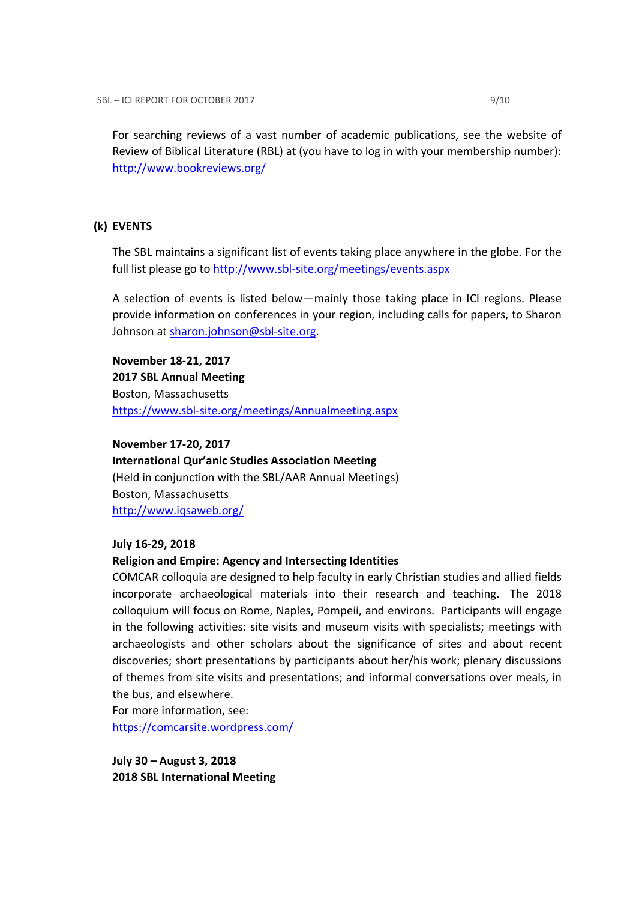For searching reviews of a vast number of academic publications, see the website of Review of Biblical Literature (RBL) at (you have to log in with your membership number): http://www.bookreviews.org/

## (k) EVENTS

The SBL maintains a significant list of events taking place anywhere in the globe. For the full list please go to http://www.sbl-site.org/meetings/events.aspx

A selection of events is listed below—mainly those taking place in ICI regions. Please provide information on conferences in your region, including calls for papers, to Sharon Johnson at sharon.johnson@sbl-site.org.

**November 18-21, 2017**
**2017 SBL Annual Meeting**
Boston, Massachusetts
https://www.sbl-site.org/meetings/Annualmeeting.aspx

**November 17-20, 2017**
**International Qur'anic Studies Association Meeting**
(Held in conjunction with the SBL/AAR Annual Meetings)
Boston, Massachusetts
http://www.iqsaweb.org/

**July 16-29, 2018**
**Religion and Empire: Agency and Intersecting Identities**
COMCAR colloquia are designed to help faculty in early Christian studies and allied fields incorporate archaeological materials into their research and teaching. The 2018 colloquium will focus on Rome, Naples, Pompeii, and environs. Participants will engage in the following activities: site visits and museum visits with specialists; meetings with archaeologists and other scholars about the significance of sites and about recent discoveries; short presentations by participants about her/his work; plenary discussions of themes from site visits and presentations; and informal conversations over meals, in the bus, and elsewhere.
For more information, see:
https://comcarsite.wordpress.com/

**July 30 – August 3, 2018**
**2018 SBL International Meeting**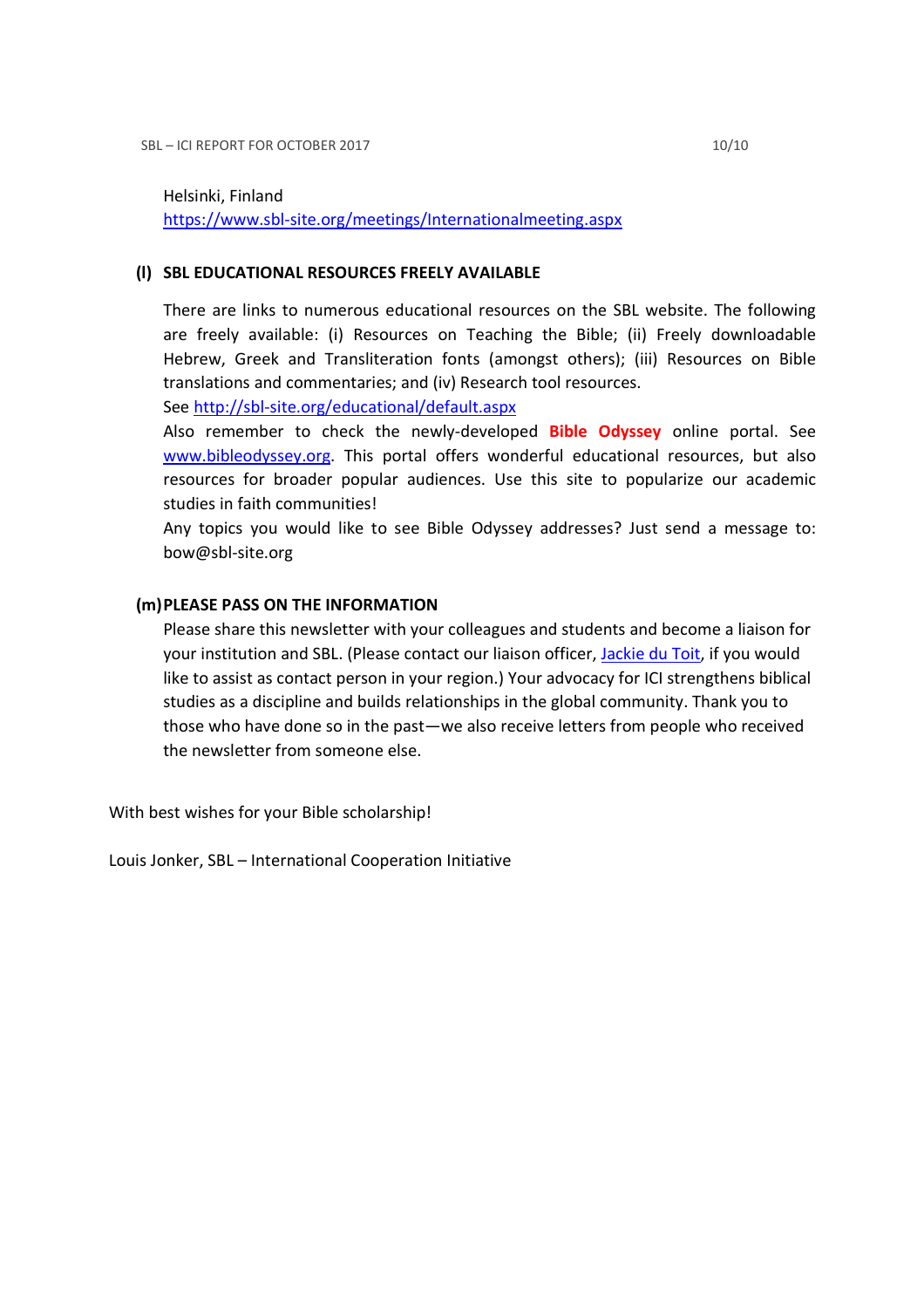Helsinki, Finland
[https://www.sbl-site.org/meetings/Internationalmeeting.aspx](https://www.sbl-site.org/meetings/Internationalmeeting.aspx)

## (l) SBL EDUCATIONAL RESOURCES FREELY AVAILABLE

There are links to numerous educational resources on the SBL website. The following are freely available: (i) Resources on Teaching the Bible; (ii) Freely downloadable Hebrew, Greek and Transliteration fonts (amongst others); (iii) Resources on Bible translations and commentaries; and (iv) Research tool resources.
See [http://sbl-site.org/educational/default.aspx](http://sbl-site.org/educational/default.aspx)
Also remember to check the newly-developed **Bible Odyssey** online portal. See [www.bibleodyssey.org](www.bibleodyssey.org). This portal offers wonderful educational resources, but also resources for broader popular audiences. Use this site to popularize our academic studies in faith communities!
Any topics you would like to see Bible Odyssey addresses? Just send a message to: bow@sbl-site.org

## (m) PLEASE PASS ON THE INFORMATION

Please share this newsletter with your colleagues and students and become a liaison for your institution and SBL. (Please contact our liaison officer, Jackie du Toit, if you would like to assist as contact person in your region.) Your advocacy for ICI strengthens biblical studies as a discipline and builds relationships in the global community. Thank you to those who have done so in the past—we also receive letters from people who received the newsletter from someone else.

With best wishes for your Bible scholarship!

Louis Jonker, SBL – International Cooperation Initiative